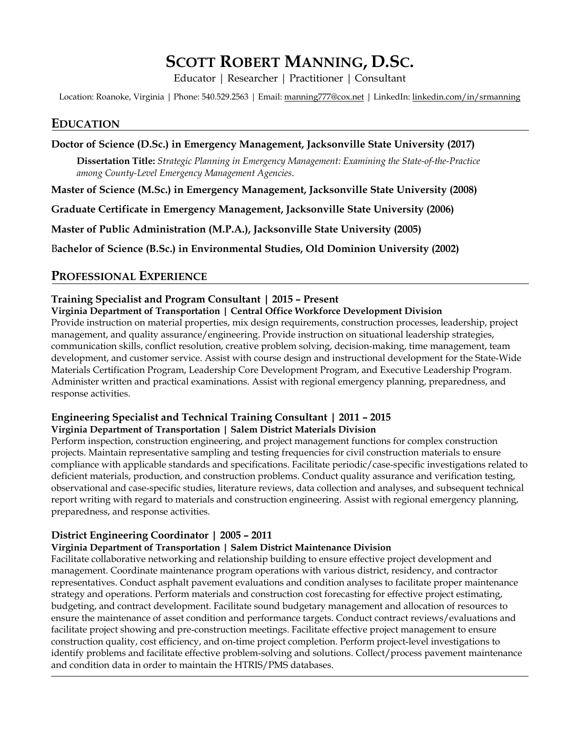# SCOTT ROBERT MANNING, D.SC.

Educator | Researcher | Practitioner | Consultant

Location: Roanoke, Virginia | Phone: 540.529.2563 | Email: manning777@cox.net | LinkedIn: linkedin.com/in/srmanning

## EDUCATION

**Doctor of Science (D.Sc.) in Emergency Management, Jacksonville State University (2017)**

**Dissertation Title:** *Strategic Planning in Emergency Management: Examining the State-of-the-Practice among County-Level Emergency Management Agencies*.

**Master of Science (M.Sc.) in Emergency Management, Jacksonville State University (2008)**

**Graduate Certificate in Emergency Management, Jacksonville State University (2006)**

**Master of Public Administration (M.P.A.), Jacksonville State University (2005)**

B**achelor of Science (B.Sc.) in Environmental Studies, Old Dominion University (2002)**

## PROFESSIONAL EXPERIENCE

### Training Specialist and Program Consultant | 2015 – Present

**Virginia Department of Transportation | Central Office Workforce Development Division**

Provide instruction on material properties, mix design requirements, construction processes, leadership, project management, and quality assurance/engineering. Provide instruction on situational leadership strategies, communication skills, conflict resolution, creative problem solving, decision-making, time management, team development, and customer service. Assist with course design and instructional development for the State-Wide Materials Certification Program, Leadership Core Development Program, and Executive Leadership Program. Administer written and practical examinations. Assist with regional emergency planning, preparedness, and response activities.

### Engineering Specialist and Technical Training Consultant | 2011 – 2015

**Virginia Department of Transportation | Salem District Materials Division**

Perform inspection, construction engineering, and project management functions for complex construction projects. Maintain representative sampling and testing frequencies for civil construction materials to ensure compliance with applicable standards and specifications. Facilitate periodic/case-specific investigations related to deficient materials, production, and construction problems. Conduct quality assurance and verification testing, observational and case-specific studies, literature reviews, data collection and analyses, and subsequent technical report writing with regard to materials and construction engineering. Assist with regional emergency planning, preparedness, and response activities.

### District Engineering Coordinator | 2005 – 2011

**Virginia Department of Transportation | Salem District Maintenance Division**

Facilitate collaborative networking and relationship building to ensure effective project development and management. Coordinate maintenance program operations with various district, residency, and contractor representatives. Conduct asphalt pavement evaluations and condition analyses to facilitate proper maintenance strategy and operations. Perform materials and construction cost forecasting for effective project estimating, budgeting, and contract development. Facilitate sound budgetary management and allocation of resources to ensure the maintenance of asset condition and performance targets. Conduct contract reviews/evaluations and facilitate project showing and pre-construction meetings. Facilitate effective project management to ensure construction quality, cost efficiency, and on-time project completion. Perform project-level investigations to identify problems and facilitate effective problem-solving and solutions. Collect/process pavement maintenance and condition data in order to maintain the HTRIS/PMS databases.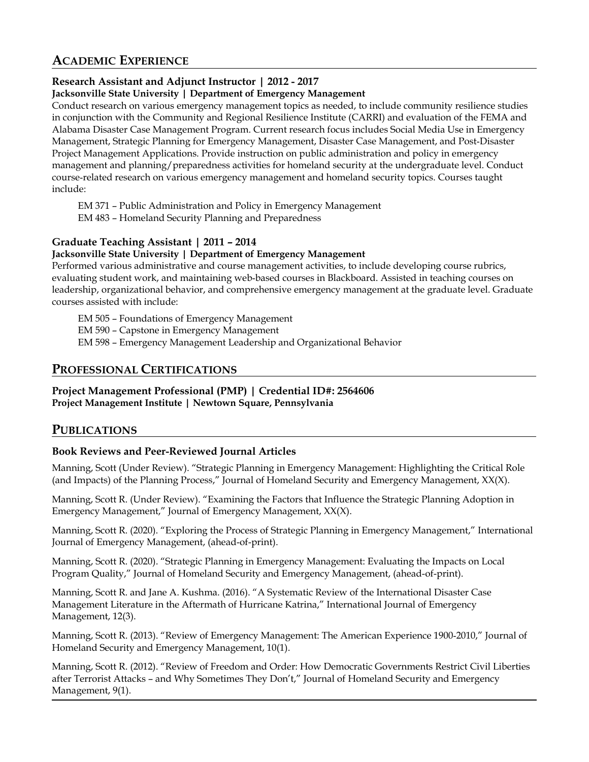## Academic Experience

### Research Assistant and Adjunct Instructor | 2012 - 2017

**Jacksonville State University | Department of Emergency Management**

Conduct research on various emergency management topics as needed, to include community resilience studies in conjunction with the Community and Regional Resilience Institute (CARRI) and evaluation of the FEMA and Alabama Disaster Case Management Program. Current research focus includes Social Media Use in Emergency Management, Strategic Planning for Emergency Management, Disaster Case Management, and Post-Disaster Project Management Applications. Provide instruction on public administration and policy in emergency management and planning/preparedness activities for homeland security at the undergraduate level. Conduct course-related research on various emergency management and homeland security topics. Courses taught include:

EM 371 – Public Administration and Policy in Emergency Management
EM 483 – Homeland Security Planning and Preparedness

### Graduate Teaching Assistant | 2011 – 2014

**Jacksonville State University | Department of Emergency Management**

Performed various administrative and course management activities, to include developing course rubrics, evaluating student work, and maintaining web-based courses in Blackboard. Assisted in teaching courses on leadership, organizational behavior, and comprehensive emergency management at the graduate level. Graduate courses assisted with include:

EM 505 – Foundations of Emergency Management
EM 590 – Capstone in Emergency Management
EM 598 – Emergency Management Leadership and Organizational Behavior

## Professional Certifications

### Project Management Professional (PMP) | Credential ID#: 2564606

**Project Management Institute | Newtown Square, Pennsylvania**

## Publications

### Book Reviews and Peer-Reviewed Journal Articles

Manning, Scott (Under Review). "Strategic Planning in Emergency Management: Highlighting the Critical Role (and Impacts) of the Planning Process," Journal of Homeland Security and Emergency Management, XX(X).

Manning, Scott R. (Under Review). "Examining the Factors that Influence the Strategic Planning Adoption in Emergency Management," Journal of Emergency Management, XX(X).

Manning, Scott R. (2020). "Exploring the Process of Strategic Planning in Emergency Management," International Journal of Emergency Management, (ahead-of-print).

Manning, Scott R. (2020). "Strategic Planning in Emergency Management: Evaluating the Impacts on Local Program Quality," Journal of Homeland Security and Emergency Management, (ahead-of-print).

Manning, Scott R. and Jane A. Kushma. (2016). "A Systematic Review of the International Disaster Case Management Literature in the Aftermath of Hurricane Katrina," International Journal of Emergency Management, 12(3).

Manning, Scott R. (2013). "Review of Emergency Management: The American Experience 1900-2010," Journal of Homeland Security and Emergency Management, 10(1).

Manning, Scott R. (2012). "Review of Freedom and Order: How Democratic Governments Restrict Civil Liberties after Terrorist Attacks – and Why Sometimes They Don't," Journal of Homeland Security and Emergency Management, 9(1).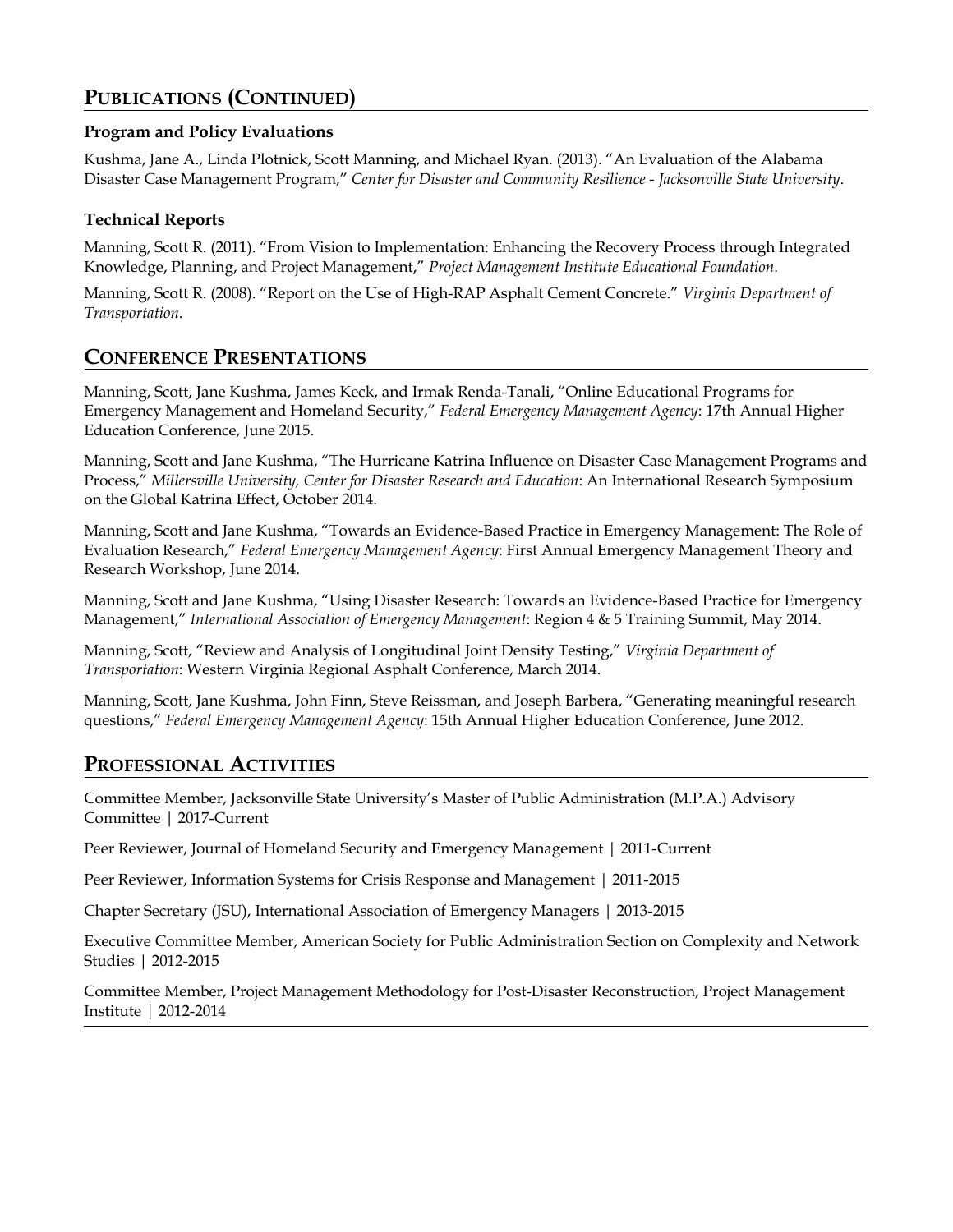## Publications (Continued)

### Program and Policy Evaluations

Kushma, Jane A., Linda Plotnick, Scott Manning, and Michael Ryan. (2013). "An Evaluation of the Alabama Disaster Case Management Program," *Center for Disaster and Community Resilience - Jacksonville State University*.

### Technical Reports

Manning, Scott R. (2011). "From Vision to Implementation: Enhancing the Recovery Process through Integrated Knowledge, Planning, and Project Management," *Project Management Institute Educational Foundation*.

Manning, Scott R. (2008). "Report on the Use of High-RAP Asphalt Cement Concrete." *Virginia Department of Transportation*.

## Conference Presentations

Manning, Scott, Jane Kushma, James Keck, and Irmak Renda-Tanali, "Online Educational Programs for Emergency Management and Homeland Security," *Federal Emergency Management Agency*: 17th Annual Higher Education Conference, June 2015.

Manning, Scott and Jane Kushma, "The Hurricane Katrina Influence on Disaster Case Management Programs and Process," *Millersville University, Center for Disaster Research and Education*: An International Research Symposium on the Global Katrina Effect, October 2014.

Manning, Scott and Jane Kushma, "Towards an Evidence-Based Practice in Emergency Management: The Role of Evaluation Research," *Federal Emergency Management Agency*: First Annual Emergency Management Theory and Research Workshop, June 2014.

Manning, Scott and Jane Kushma, "Using Disaster Research: Towards an Evidence-Based Practice for Emergency Management," *International Association of Emergency Management*: Region 4 & 5 Training Summit, May 2014.

Manning, Scott, "Review and Analysis of Longitudinal Joint Density Testing," *Virginia Department of Transportation*: Western Virginia Regional Asphalt Conference, March 2014.

Manning, Scott, Jane Kushma, John Finn, Steve Reissman, and Joseph Barbera, "Generating meaningful research questions," *Federal Emergency Management Agency*: 15th Annual Higher Education Conference, June 2012.

## Professional Activities

Committee Member, Jacksonville State University's Master of Public Administration (M.P.A.) Advisory Committee | 2017-Current

Peer Reviewer, Journal of Homeland Security and Emergency Management | 2011-Current

Peer Reviewer, Information Systems for Crisis Response and Management | 2011-2015

Chapter Secretary (JSU), International Association of Emergency Managers | 2013-2015

Executive Committee Member, American Society for Public Administration Section on Complexity and Network Studies | 2012-2015

Committee Member, Project Management Methodology for Post-Disaster Reconstruction, Project Management Institute | 2012-2014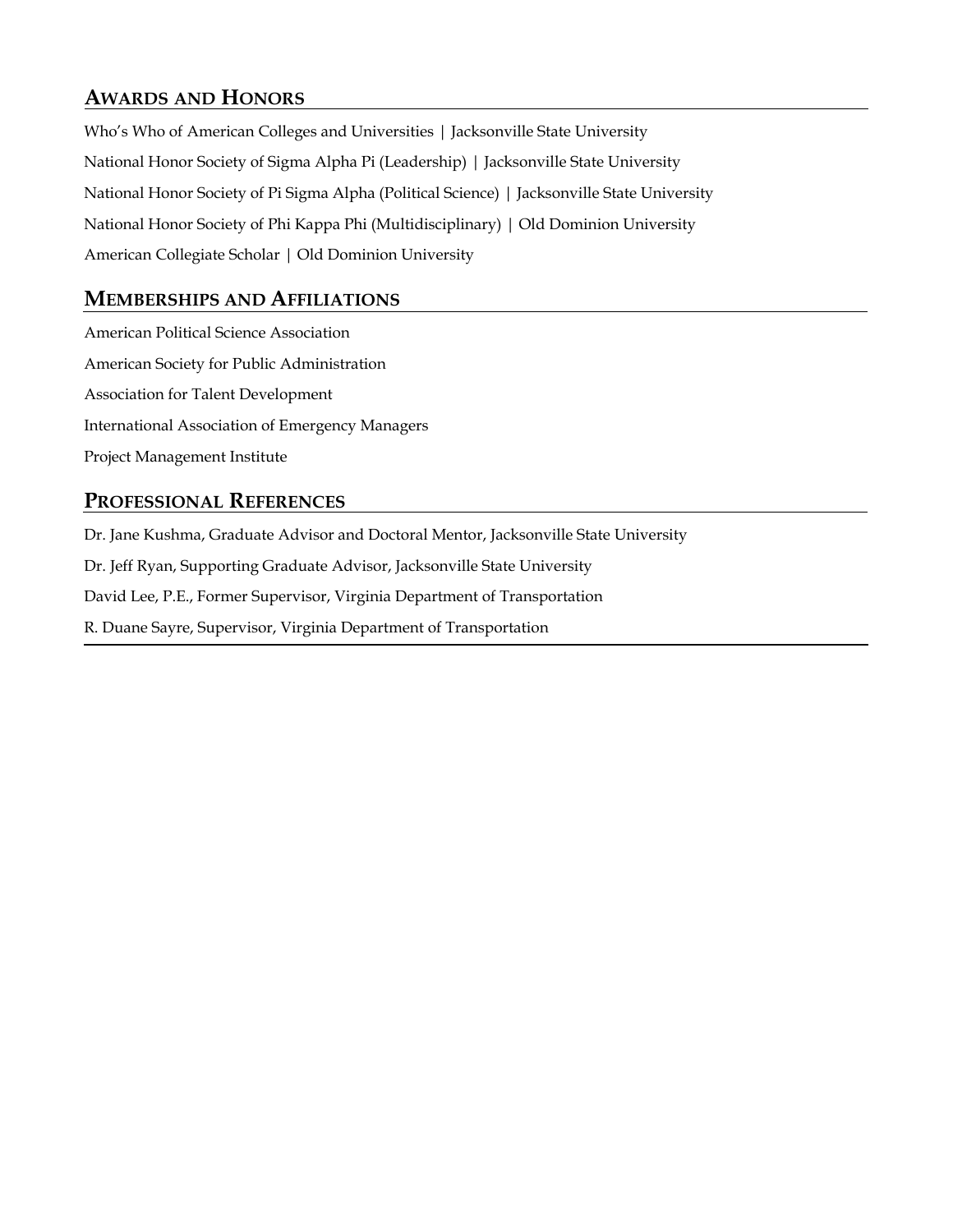## Awards and Honors

Who's Who of American Colleges and Universities | Jacksonville State University

National Honor Society of Sigma Alpha Pi (Leadership) | Jacksonville State University

National Honor Society of Pi Sigma Alpha (Political Science) | Jacksonville State University

National Honor Society of Phi Kappa Phi (Multidisciplinary) | Old Dominion University

American Collegiate Scholar | Old Dominion University

## Memberships and Affiliations

American Political Science Association

American Society for Public Administration

Association for Talent Development

International Association of Emergency Managers

Project Management Institute

## Professional References

Dr. Jane Kushma, Graduate Advisor and Doctoral Mentor, Jacksonville State University

Dr. Jeff Ryan, Supporting Graduate Advisor, Jacksonville State University

David Lee, P.E., Former Supervisor, Virginia Department of Transportation

R. Duane Sayre, Supervisor, Virginia Department of Transportation